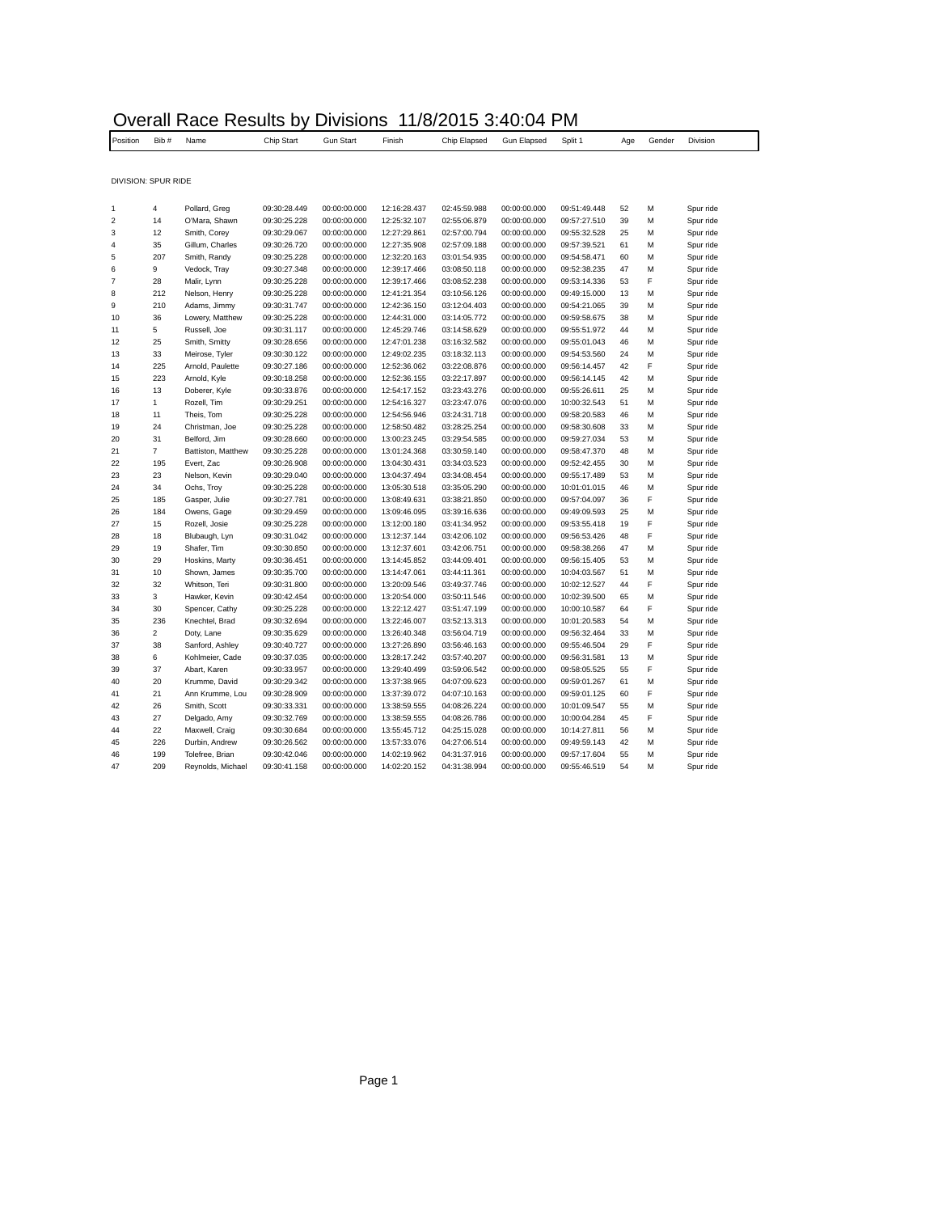# Overall Race Results by Divisions 11/8/2015 3:40:04 PM

DIVISION: SPUR RIDE

| Position | Bib # | Name | Chip Start | Gun Start | Finish | Chip Elapsed | Gun Elapsed | Split 1 | Age | Gender | Division |
|---|---|---|---|---|---|---|---|---|---|---|---|
| 1 | 4 | Pollard, Greg | 09:30:28.449 | 00:00:00.000 | 12:16:28.437 | 02:45:59.988 | 00:00:00.000 | 09:51:49.448 | 52 | M | Spur ride |
| 2 | 14 | O'Mara, Shawn | 09:30:25.228 | 00:00:00.000 | 12:25:32.107 | 02:55:06.879 | 00:00:00.000 | 09:57:27.510 | 39 | M | Spur ride |
| 3 | 12 | Smith, Corey | 09:30:29.067 | 00:00:00.000 | 12:27:29.861 | 02:57:00.794 | 00:00:00.000 | 09:55:32.528 | 25 | M | Spur ride |
| 4 | 35 | Gillum, Charles | 09:30:26.720 | 00:00:00.000 | 12:27:35.908 | 02:57:09.188 | 00:00:00.000 | 09:57:39.521 | 61 | M | Spur ride |
| 5 | 207 | Smith, Randy | 09:30:25.228 | 00:00:00.000 | 12:32:20.163 | 03:01:54.935 | 00:00:00.000 | 09:54:58.471 | 60 | M | Spur ride |
| 6 | 9 | Vedock, Tray | 09:30:27.348 | 00:00:00.000 | 12:39:17.466 | 03:08:50.118 | 00:00:00.000 | 09:52:38.235 | 47 | M | Spur ride |
| 7 | 28 | Malir, Lynn | 09:30:25.228 | 00:00:00.000 | 12:39:17.466 | 03:08:52.238 | 00:00:00.000 | 09:53:14.336 | 53 | F | Spur ride |
| 8 | 212 | Nelson, Henry | 09:30:25.228 | 00:00:00.000 | 12:41:21.354 | 03:10:56.126 | 00:00:00.000 | 09:49:15.000 | 13 | M | Spur ride |
| 9 | 210 | Adams, Jimmy | 09:30:31.747 | 00:00:00.000 | 12:42:36.150 | 03:12:04.403 | 00:00:00.000 | 09:54:21.065 | 39 | M | Spur ride |
| 10 | 36 | Lowery, Matthew | 09:30:25.228 | 00:00:00.000 | 12:44:31.000 | 03:14:05.772 | 00:00:00.000 | 09:59:58.675 | 38 | M | Spur ride |
| 11 | 5 | Russell, Joe | 09:30:31.117 | 00:00:00.000 | 12:45:29.746 | 03:14:58.629 | 00:00:00.000 | 09:55:51.972 | 44 | M | Spur ride |
| 12 | 25 | Smith, Smitty | 09:30:28.656 | 00:00:00.000 | 12:47:01.238 | 03:16:32.582 | 00:00:00.000 | 09:55:01.043 | 46 | M | Spur ride |
| 13 | 33 | Meirose, Tyler | 09:30:30.122 | 00:00:00.000 | 12:49:02.235 | 03:18:32.113 | 00:00:00.000 | 09:54:53.560 | 24 | M | Spur ride |
| 14 | 225 | Arnold, Paulette | 09:30:27.186 | 00:00:00.000 | 12:52:36.062 | 03:22:08.876 | 00:00:00.000 | 09:56:14.457 | 42 | F | Spur ride |
| 15 | 223 | Arnold, Kyle | 09:30:18.258 | 00:00:00.000 | 12:52:36.155 | 03:22:17.897 | 00:00:00.000 | 09:56:14.145 | 42 | M | Spur ride |
| 16 | 13 | Doberer, Kyle | 09:30:33.876 | 00:00:00.000 | 12:54:17.152 | 03:23:43.276 | 00:00:00.000 | 09:55:26.611 | 25 | M | Spur ride |
| 17 | 1 | Rozell, Tim | 09:30:29.251 | 00:00:00.000 | 12:54:16.327 | 03:23:47.076 | 00:00:00.000 | 10:00:32.543 | 51 | M | Spur ride |
| 18 | 11 | Theis, Tom | 09:30:25.228 | 00:00:00.000 | 12:54:56.946 | 03:24:31.718 | 00:00:00.000 | 09:58:20.583 | 46 | M | Spur ride |
| 19 | 24 | Christman, Joe | 09:30:25.228 | 00:00:00.000 | 12:58:50.482 | 03:28:25.254 | 00:00:00.000 | 09:58:30.608 | 33 | M | Spur ride |
| 20 | 31 | Belford, Jim | 09:30:28.660 | 00:00:00.000 | 13:00:23.245 | 03:29:54.585 | 00:00:00.000 | 09:59:27.034 | 53 | M | Spur ride |
| 21 | 7 | Battiston, Matthew | 09:30:25.228 | 00:00:00.000 | 13:01:24.368 | 03:30:59.140 | 00:00:00.000 | 09:58:47.370 | 48 | M | Spur ride |
| 22 | 195 | Evert, Zac | 09:30:26.908 | 00:00:00.000 | 13:04:30.431 | 03:34:03.523 | 00:00:00.000 | 09:52:42.455 | 30 | M | Spur ride |
| 23 | 23 | Nelson, Kevin | 09:30:29.040 | 00:00:00.000 | 13:04:37.494 | 03:34:08.454 | 00:00:00.000 | 09:55:17.489 | 53 | M | Spur ride |
| 24 | 34 | Ochs, Troy | 09:30:25.228 | 00:00:00.000 | 13:05:30.518 | 03:35:05.290 | 00:00:00.000 | 10:01:01.015 | 46 | M | Spur ride |
| 25 | 185 | Gasper, Julie | 09:30:27.781 | 00:00:00.000 | 13:08:49.631 | 03:38:21.850 | 00:00:00.000 | 09:57:04.097 | 36 | F | Spur ride |
| 26 | 184 | Owens, Gage | 09:30:29.459 | 00:00:00.000 | 13:09:46.095 | 03:39:16.636 | 00:00:00.000 | 09:49:09.593 | 25 | M | Spur ride |
| 27 | 15 | Rozell, Josie | 09:30:25.228 | 00:00:00.000 | 13:12:00.180 | 03:41:34.952 | 00:00:00.000 | 09:53:55.418 | 19 | F | Spur ride |
| 28 | 18 | Blubaugh, Lyn | 09:30:31.042 | 00:00:00.000 | 13:12:37.144 | 03:42:06.102 | 00:00:00.000 | 09:56:53.426 | 48 | F | Spur ride |
| 29 | 19 | Shafer, Tim | 09:30:30.850 | 00:00:00.000 | 13:12:37.601 | 03:42:06.751 | 00:00:00.000 | 09:58:38.266 | 47 | M | Spur ride |
| 30 | 29 | Hoskins, Marty | 09:30:36.451 | 00:00:00.000 | 13:14:45.852 | 03:44:09.401 | 00:00:00.000 | 09:56:15.405 | 53 | M | Spur ride |
| 31 | 10 | Shown, James | 09:30:35.700 | 00:00:00.000 | 13:14:47.061 | 03:44:11.361 | 00:00:00.000 | 10:04:03.567 | 51 | M | Spur ride |
| 32 | 32 | Whitson, Teri | 09:30:31.800 | 00:00:00.000 | 13:20:09.546 | 03:49:37.746 | 00:00:00.000 | 10:02:12.527 | 44 | F | Spur ride |
| 33 | 3 | Hawker, Kevin | 09:30:42.454 | 00:00:00.000 | 13:20:54.000 | 03:50:11.546 | 00:00:00.000 | 10:02:39.500 | 65 | M | Spur ride |
| 34 | 30 | Spencer, Cathy | 09:30:25.228 | 00:00:00.000 | 13:22:12.427 | 03:51:47.199 | 00:00:00.000 | 10:00:10.587 | 64 | F | Spur ride |
| 35 | 236 | Knechtel, Brad | 09:30:32.694 | 00:00:00.000 | 13:22:46.007 | 03:52:13.313 | 00:00:00.000 | 10:01:20.583 | 54 | M | Spur ride |
| 36 | 2 | Doty, Lane | 09:30:35.629 | 00:00:00.000 | 13:26:40.348 | 03:56:04.719 | 00:00:00.000 | 09:56:32.464 | 33 | M | Spur ride |
| 37 | 38 | Sanford, Ashley | 09:30:40.727 | 00:00:00.000 | 13:27:26.890 | 03:56:46.163 | 00:00:00.000 | 09:55:46.504 | 29 | F | Spur ride |
| 38 | 6 | Kohlmeier, Cade | 09:30:37.035 | 00:00:00.000 | 13:28:17.242 | 03:57:40.207 | 00:00:00.000 | 09:56:31.581 | 13 | M | Spur ride |
| 39 | 37 | Abart, Karen | 09:30:33.957 | 00:00:00.000 | 13:29:40.499 | 03:59:06.542 | 00:00:00.000 | 09:58:05.525 | 55 | F | Spur ride |
| 40 | 20 | Krumme, David | 09:30:29.342 | 00:00:00.000 | 13:37:38.965 | 04:07:09.623 | 00:00:00.000 | 09:59:01.267 | 61 | M | Spur ride |
| 41 | 21 | Ann Krumme, Lou | 09:30:28.909 | 00:00:00.000 | 13:37:39.072 | 04:07:10.163 | 00:00:00.000 | 09:59:01.125 | 60 | F | Spur ride |
| 42 | 26 | Smith, Scott | 09:30:33.331 | 00:00:00.000 | 13:38:59.555 | 04:08:26.224 | 00:00:00.000 | 10:01:09.547 | 55 | M | Spur ride |
| 43 | 27 | Delgado, Amy | 09:30:32.769 | 00:00:00.000 | 13:38:59.555 | 04:08:26.786 | 00:00:00.000 | 10:00:04.284 | 45 | F | Spur ride |
| 44 | 22 | Maxwell, Craig | 09:30:30.684 | 00:00:00.000 | 13:55:45.712 | 04:25:15.028 | 00:00:00.000 | 10:14:27.811 | 56 | M | Spur ride |
| 45 | 226 | Durbin, Andrew | 09:30:26.562 | 00:00:00.000 | 13:57:33.076 | 04:27:06.514 | 00:00:00.000 | 09:49:59.143 | 42 | M | Spur ride |
| 46 | 199 | Tolefree, Brian | 09:30:42.046 | 00:00:00.000 | 14:02:19.962 | 04:31:37.916 | 00:00:00.000 | 09:57:17.604 | 55 | M | Spur ride |
| 47 | 209 | Reynolds, Michael | 09:30:41.158 | 00:00:00.000 | 14:02:20.152 | 04:31:38.994 | 00:00:00.000 | 09:55:46.519 | 54 | M | Spur ride |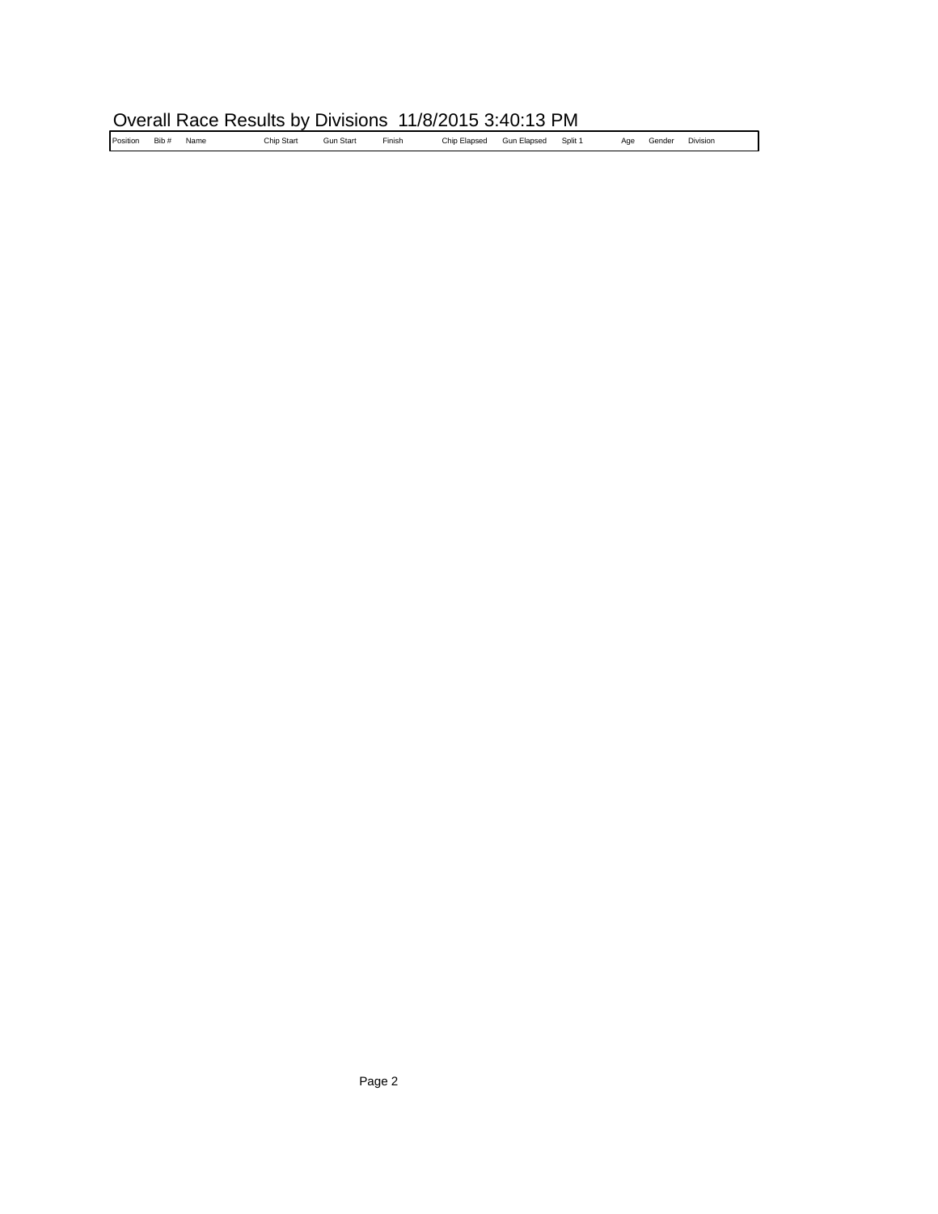# Overall Race Results by Divisions 11/8/2015 3:40:13 PM

| Position | Bib # | Name | Chip Start | Gun Start | Finish | Chip Elapsed | Gun Elapsed | Split 1 | Age | Gender | Division |
|---|---|---|---|---|---|---|---|---|---|---|---|